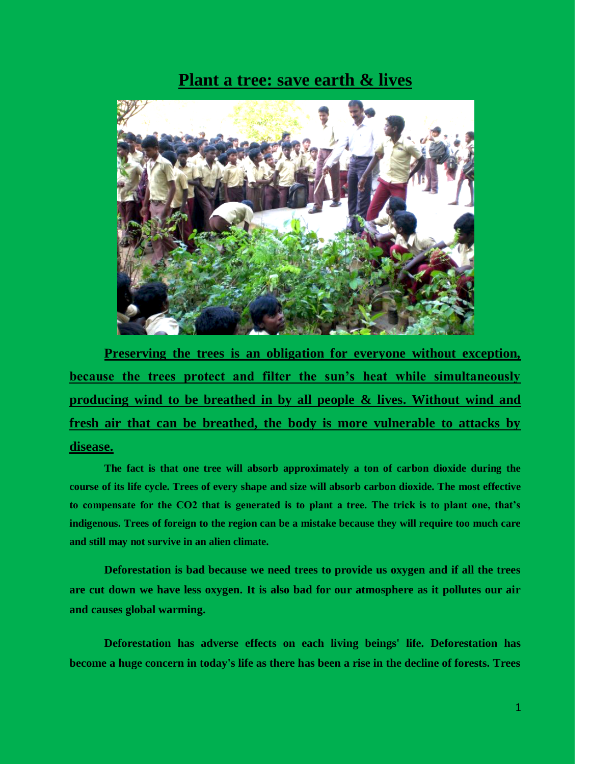# Plant a tree: save earth & lives

**Preserving the trees is an obligation for everyone without exception, because the trees protect and filter the sun's heat while simultaneously producing wind to be breathed in by all people & lives. Without wind and fresh air that can be breathed, the body is more vulnerable to attacks by disease.**

**The fact is that one tree will absorb approximately a ton of carbon dioxide during the course of its life cycle. Trees of every shape and size will absorb carbon dioxide. The most effective to compensate for the CO2 that is generated is to plant a tree. The trick is to plant one, that's indigenous. Trees of foreign to the region can be a mistake because they will require too much care and still may not survive in an alien climate.**

**Deforestation is bad because we need trees to provide us oxygen and if all the trees are cut down we have less oxygen. It is also bad for our atmosphere as it pollutes our air and causes global warming.**

**Deforestation has adverse effects on each living beings' life. Deforestation has become a huge concern in today's life as there has been a rise in the decline of forests. Trees**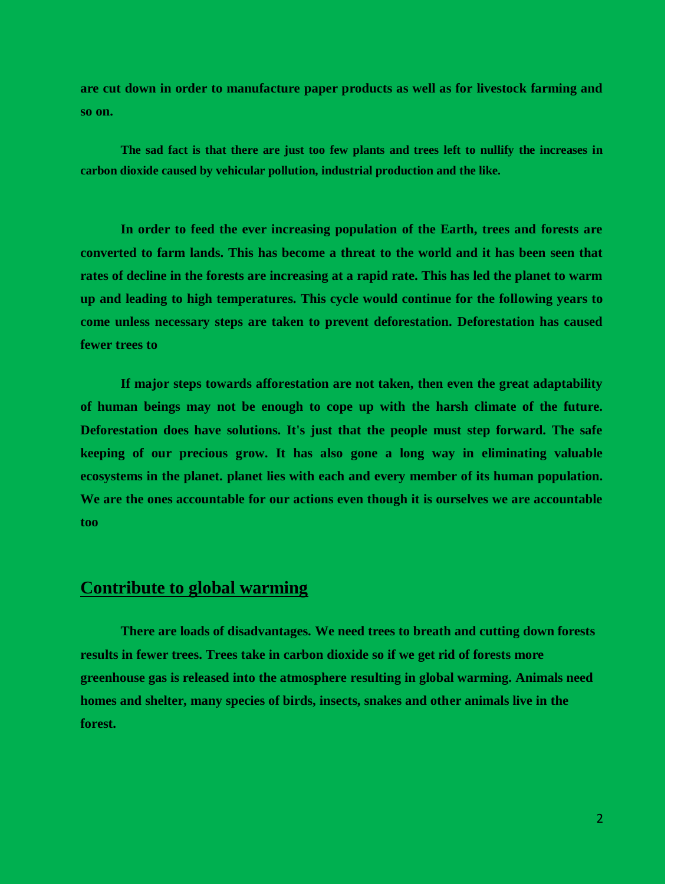**are cut down in order to manufacture paper products as well as for livestock farming and so on.**

**The sad fact is that there are just too few plants and trees left to nullify the increases in carbon dioxide caused by vehicular pollution, industrial production and the like.**

**In order to feed the ever increasing population of the Earth, trees and forests are converted to farm lands. This has become a threat to the world and it has been seen that rates of decline in the forests are increasing at a rapid rate. This has led the planet to warm up and leading to high temperatures. This cycle would continue for the following years to come unless necessary steps are taken to prevent deforestation. Deforestation has caused fewer trees to**

**If major steps towards afforestation are not taken, then even the great adaptability of human beings may not be enough to cope up with the harsh climate of the future. Deforestation does have solutions. It's just that the people must step forward. The safe keeping of our precious grow. It has also gone a long way in eliminating valuable ecosystems in the planet. planet lies with each and every member of its human population. We are the ones accountable for our actions even though it is ourselves we are accountable too**

## Contribute to global warming

**There are loads of disadvantages. We need trees to breath and cutting down forests results in fewer trees. Trees take in carbon dioxide so if we get rid of forests more greenhouse gas is released into the atmosphere resulting in global warming. Animals need homes and shelter, many species of birds, insects, snakes and other animals live in the forest.**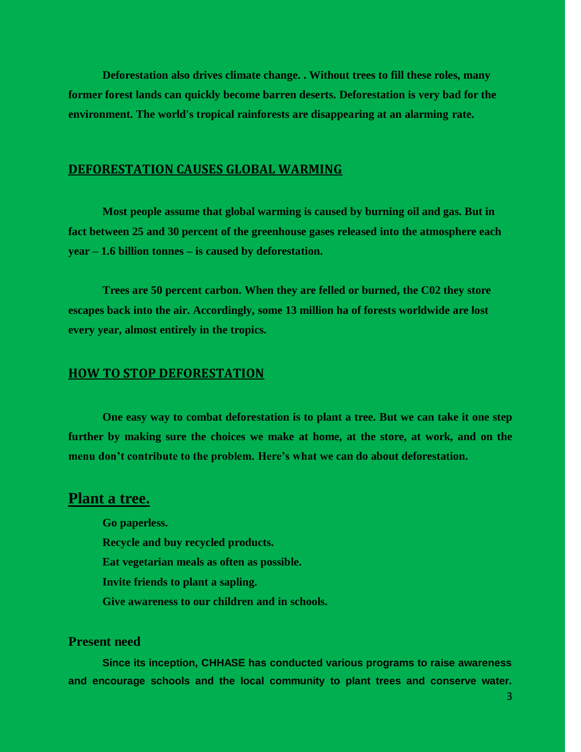**Deforestation also drives climate change. . Without trees to fill these roles, many former forest lands can quickly become barren deserts. Deforestation is very bad for the environment. The world's tropical rainforests are disappearing at an alarming rate.**

## DEFORESTATION CAUSES GLOBAL WARMING

**Most people assume that global warming is caused by burning oil and gas. But in fact between 25 and 30 percent of the greenhouse gases released into the atmosphere each year – 1.6 billion tonnes – is caused by deforestation.**

**Trees are 50 percent carbon. When they are felled or burned, the C02 they store escapes back into the air. Accordingly, some 13 million ha of forests worldwide are lost every year, almost entirely in the tropics.**

## HOW TO STOP DEFORESTATION

**One easy way to combat deforestation is to plant a tree. But we can take it one step further by making sure the choices we make at home, at the store, at work, and on the menu don't contribute to the problem. Here's what we can do about deforestation.**

## Plant a tree.

**Go paperless.**
**Recycle and buy recycled products.**
**Eat vegetarian meals as often as possible.**
**Invite friends to plant a sapling.**
**Give awareness to our children and in schools.**

### Present need

**Since its inception, CHHASE has conducted various programs to raise awareness and encourage schools and the local community to plant trees and conserve water.**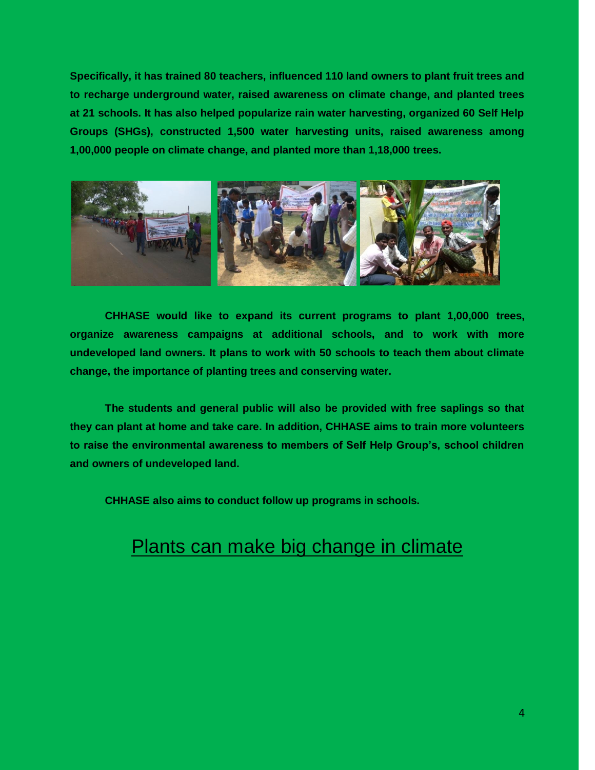**Specifically, it has trained 80 teachers, influenced 110 land owners to plant fruit trees and to recharge underground water, raised awareness on climate change, and planted trees at 21 schools. It has also helped popularize rain water harvesting, organized 60 Self Help Groups (SHGs), constructed 1,500 water harvesting units, raised awareness among 1,00,000 people on climate change, and planted more than 1,18,000 trees.**

**CHHASE would like to expand its current programs to plant 1,00,000 trees, organize awareness campaigns at additional schools, and to work with more undeveloped land owners. It plans to work with 50 schools to teach them about climate change, the importance of planting trees and conserving water.**

**The students and general public will also be provided with free saplings so that they can plant at home and take care. In addition, CHHASE aims to train more volunteers to raise the environmental awareness to members of Self Help Group's, school children and owners of undeveloped land.**

**CHHASE also aims to conduct follow up programs in schools.**

## Plants can make big change in climate